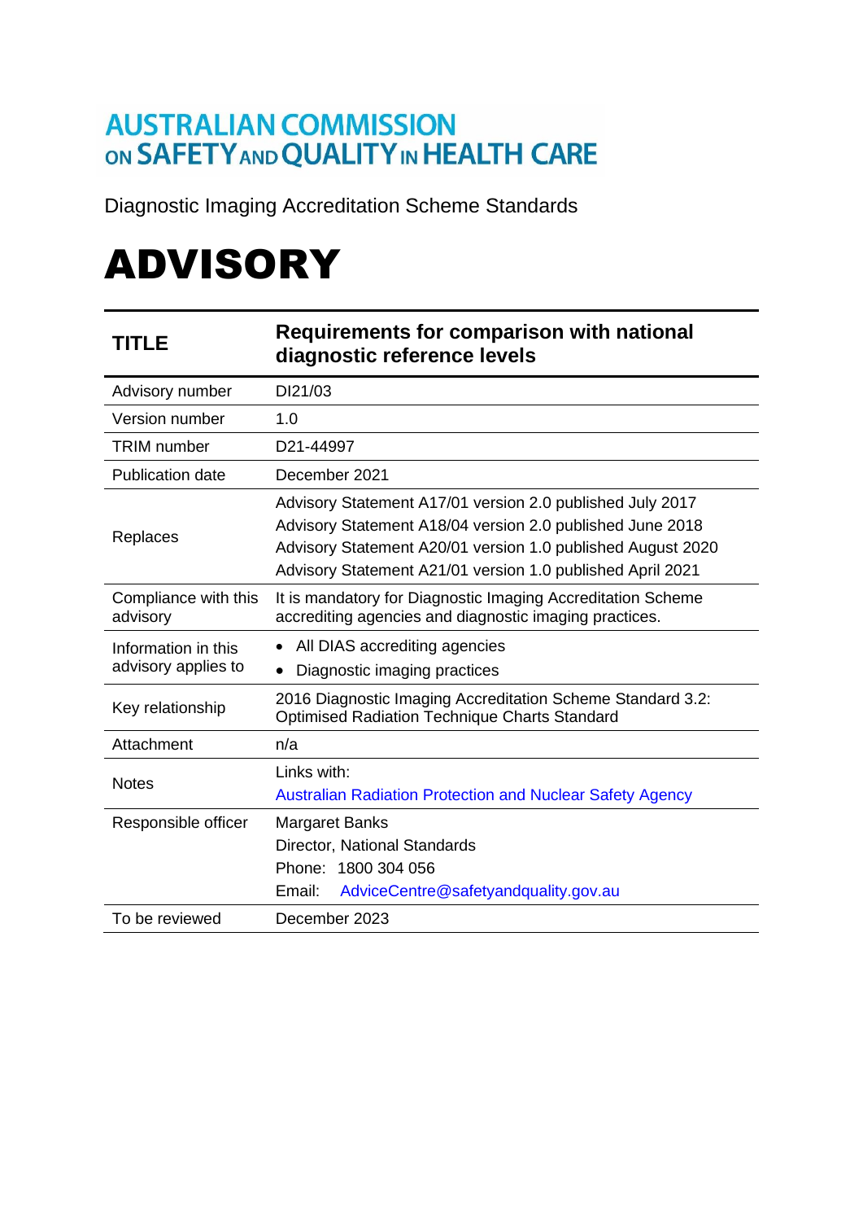AUSTRALIAN COMMISSION ON SAFETY AND QUALITY IN HEALTH CARE

Diagnostic Imaging Accreditation Scheme Standards

# ADVISORY

| TITLE | Requirements for comparison with national diagnostic reference levels |
|---|---|
| Advisory number | DI21/03 |
| Version number | 1.0 |
| TRIM number | D21-44997 |
| Publication date | December 2021 |
| Replaces | Advisory Statement A17/01 version 2.0 published July 2017<br>Advisory Statement A18/04 version 2.0 published June 2018<br>Advisory Statement A20/01 version 1.0 published August 2020<br>Advisory Statement A21/01 version 1.0 published April 2021 |
| Compliance with this advisory | It is mandatory for Diagnostic Imaging Accreditation Scheme accrediting agencies and diagnostic imaging practices. |
| Information in this advisory applies to | • All DIAS accrediting agencies<br>• Diagnostic imaging practices |
| Key relationship | 2016 Diagnostic Imaging Accreditation Scheme Standard 3.2: Optimised Radiation Technique Charts Standard |
| Attachment | n/a |
| Notes | Links with:<br>Australian Radiation Protection and Nuclear Safety Agency |
| Responsible officer | Margaret Banks<br>Director, National Standards<br>Phone: 1800 304 056<br>Email: AdviceCentre@safetyandquality.gov.au |
| To be reviewed | December 2023 |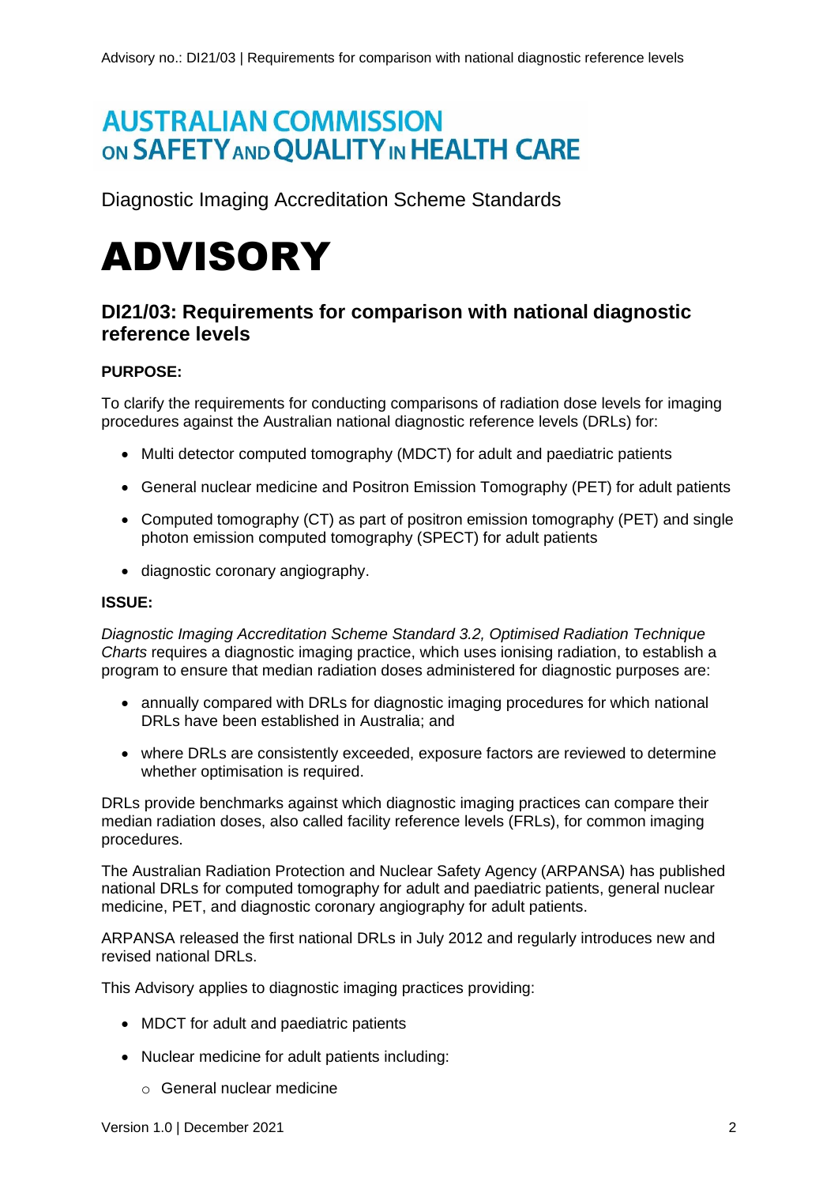**AUSTRALIAN COMMISSION ON SAFETY AND QUALITY IN HEALTH CARE**

Diagnostic Imaging Accreditation Scheme Standards

# ADVISORY

## DI21/03: Requirements for comparison with national diagnostic reference levels

**PURPOSE:**

To clarify the requirements for conducting comparisons of radiation dose levels for imaging procedures against the Australian national diagnostic reference levels (DRLs) for:

- Multi detector computed tomography (MDCT) for adult and paediatric patients
- General nuclear medicine and Positron Emission Tomography (PET) for adult patients
- Computed tomography (CT) as part of positron emission tomography (PET) and single photon emission computed tomography (SPECT) for adult patients
- diagnostic coronary angiography.

**ISSUE:**

*Diagnostic Imaging Accreditation Scheme Standard 3.2, Optimised Radiation Technique Charts* requires a diagnostic imaging practice, which uses ionising radiation, to establish a program to ensure that median radiation doses administered for diagnostic purposes are:

- annually compared with DRLs for diagnostic imaging procedures for which national DRLs have been established in Australia; and
- where DRLs are consistently exceeded, exposure factors are reviewed to determine whether optimisation is required.

DRLs provide benchmarks against which diagnostic imaging practices can compare their median radiation doses, also called facility reference levels (FRLs), for common imaging procedures.

The Australian Radiation Protection and Nuclear Safety Agency (ARPANSA) has published national DRLs for computed tomography for adult and paediatric patients, general nuclear medicine, PET, and diagnostic coronary angiography for adult patients.

ARPANSA released the first national DRLs in July 2012 and regularly introduces new and revised national DRLs.

This Advisory applies to diagnostic imaging practices providing:

- MDCT for adult and paediatric patients
- Nuclear medicine for adult patients including:
  - General nuclear medicine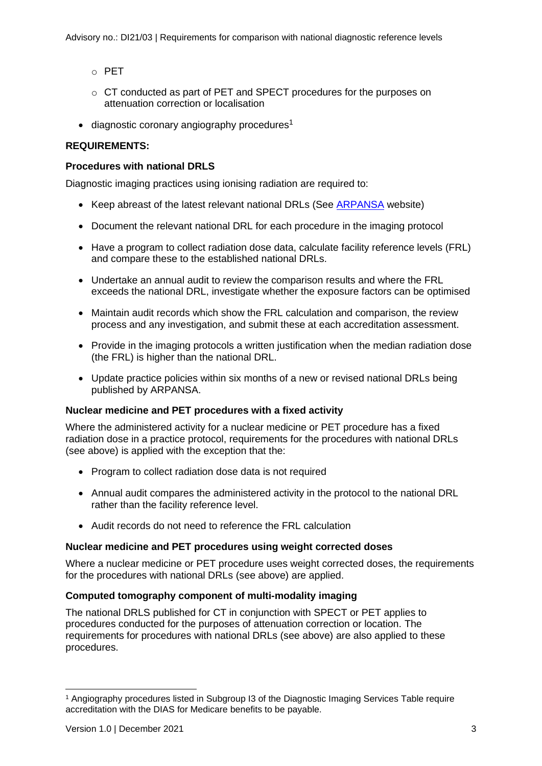- PET
  - CT conducted as part of PET and SPECT procedures for the purposes on attenuation correction or localisation
- diagnostic coronary angiography procedures[1]

**REQUIREMENTS:**

**Procedures with national DRLS**

Diagnostic imaging practices using ionising radiation are required to:

- Keep abreast of the latest relevant national DRLs (See ARPANSA website)
- Document the relevant national DRL for each procedure in the imaging protocol
- Have a program to collect radiation dose data, calculate facility reference levels (FRL) and compare these to the established national DRLs.
- Undertake an annual audit to review the comparison results and where the FRL exceeds the national DRL, investigate whether the exposure factors can be optimised
- Maintain audit records which show the FRL calculation and comparison, the review process and any investigation, and submit these at each accreditation assessment.
- Provide in the imaging protocols a written justification when the median radiation dose (the FRL) is higher than the national DRL.
- Update practice policies within six months of a new or revised national DRLs being published by ARPANSA.

**Nuclear medicine and PET procedures with a fixed activity**

Where the administered activity for a nuclear medicine or PET procedure has a fixed radiation dose in a practice protocol, requirements for the procedures with national DRLs (see above) is applied with the exception that the:

- Program to collect radiation dose data is not required
- Annual audit compares the administered activity in the protocol to the national DRL rather than the facility reference level.
- Audit records do not need to reference the FRL calculation

**Nuclear medicine and PET procedures using weight corrected doses**

Where a nuclear medicine or PET procedure uses weight corrected doses, the requirements for the procedures with national DRLs (see above) are applied.

**Computed tomography component of multi-modality imaging**

The national DRLS published for CT in conjunction with SPECT or PET applies to procedures conducted for the purposes of attenuation correction or location. The requirements for procedures with national DRLs (see above) are also applied to these procedures.

---

[1] Angiography procedures listed in Subgroup I3 of the Diagnostic Imaging Services Table require accreditation with the DIAS for Medicare benefits to be payable.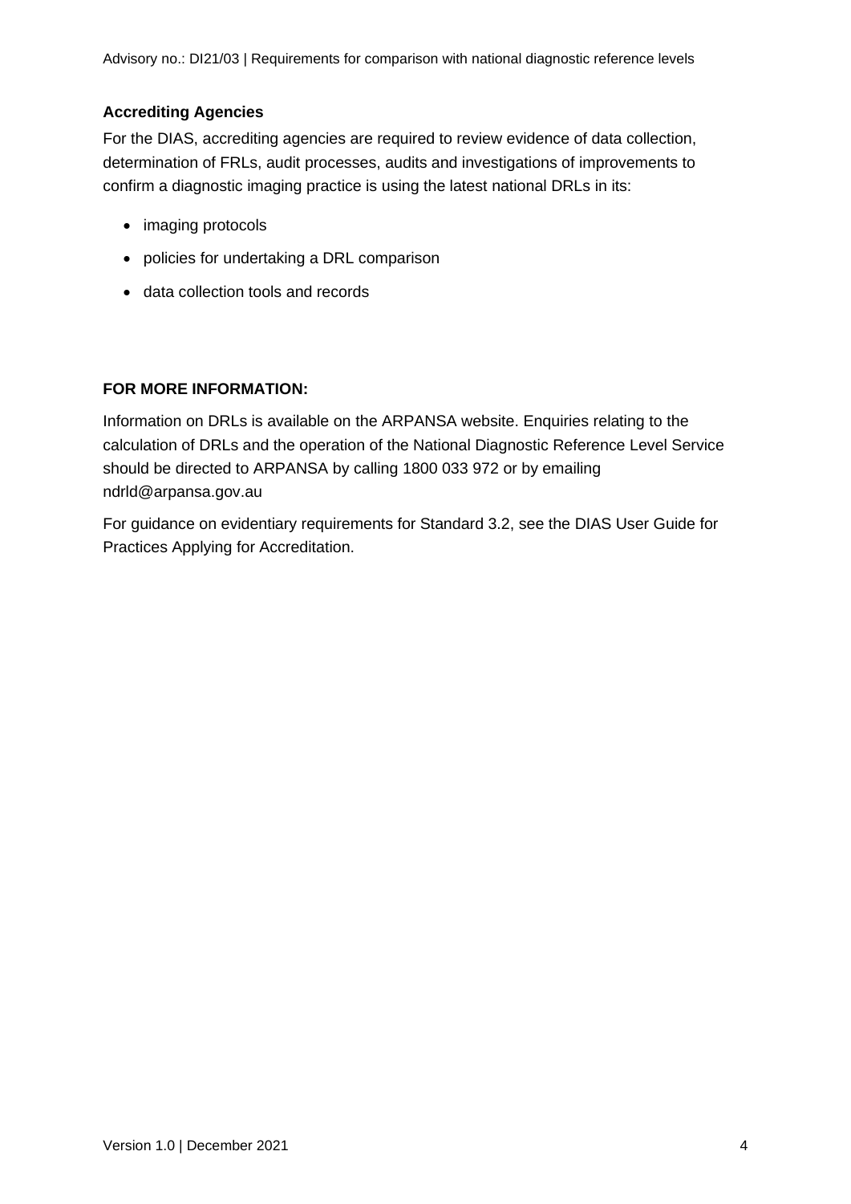### Accrediting Agencies

For the DIAS, accrediting agencies are required to review evidence of data collection, determination of FRLs, audit processes, audits and investigations of improvements to confirm a diagnostic imaging practice is using the latest national DRLs in its:

- imaging protocols
- policies for undertaking a DRL comparison
- data collection tools and records

### FOR MORE INFORMATION:

Information on DRLs is available on the ARPANSA website. Enquiries relating to the calculation of DRLs and the operation of the National Diagnostic Reference Level Service should be directed to ARPANSA by calling 1800 033 972 or by emailing ndrld@arpansa.gov.au

For guidance on evidentiary requirements for Standard 3.2, see the DIAS User Guide for Practices Applying for Accreditation.